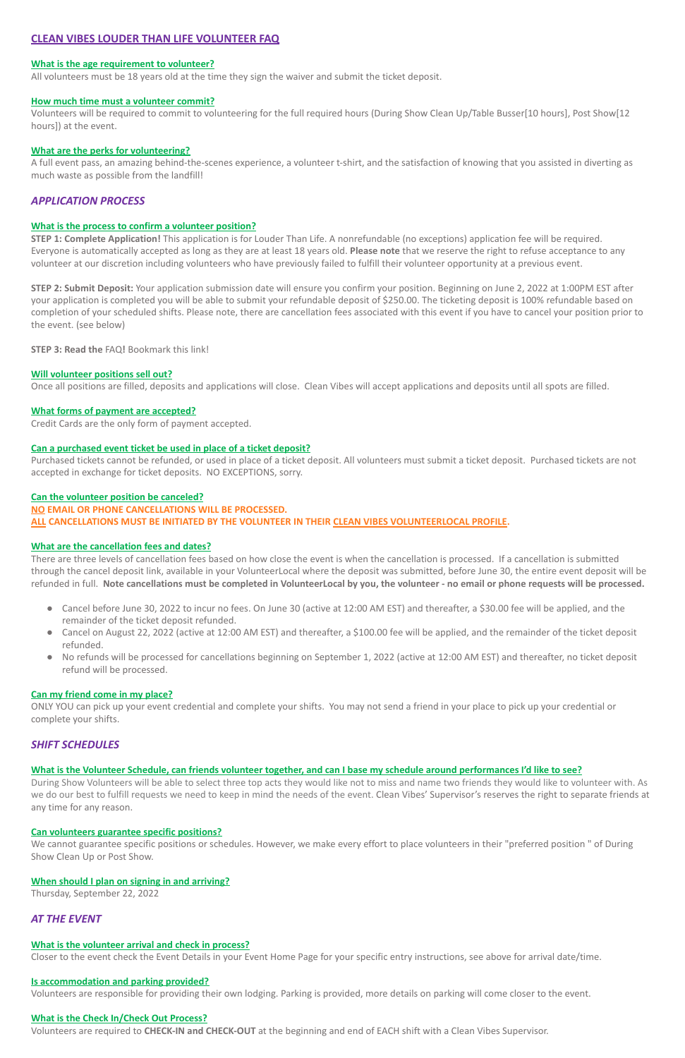# CLEAN VIBES LOUDER THAN LIFE VOLUNTEER FAQ

### What is the age requirement to volunteer?

All volunteers must be 18 years old at the time they sign the waiver and submit the ticket deposit.

### How much time must a volunteer commit?

Volunteers will be required to commit to volunteering for the full required hours (During Show Clean Up/Table Busser[10 hours], Post Show[12 hours]) at the event.

### What are the perks for volunteering?

A full event pass, an amazing behind-the-scenes experience, a volunteer t-shirt, and the satisfaction of knowing that you assisted in diverting as much waste as possible from the landfill!

## *APPLICATION PROCESS*

### What is the process to confirm a volunteer position?

**STEP 1: Complete Application!** This application is for Louder Than Life. A nonrefundable (no exceptions) application fee will be required. Everyone is automatically accepted as long as they are at least 18 years old. **Please note** that we reserve the right to refuse acceptance to any volunteer at our discretion including volunteers who have previously failed to fulfill their volunteer opportunity at a previous event.

**STEP 2: Submit Deposit:** Your application submission date will ensure you confirm your position. Beginning on June 2, 2022 at 1:00PM EST after your application is completed you will be able to submit your refundable deposit of $250.00. The ticketing deposit is 100% refundable based on completion of your scheduled shifts. Please note, there are cancellation fees associated with this event if you have to cancel your position prior to the event. (see below)

**STEP 3: Read the** FAQ**!** Bookmark this link!

### Will volunteer positions sell out?

Once all positions are filled, deposits and applications will close. Clean Vibes will accept applications and deposits until all spots are filled.

### What forms of payment are accepted?

Credit Cards are the only form of payment accepted.

### Can a purchased event ticket be used in place of a ticket deposit?

Purchased tickets cannot be refunded, or used in place of a ticket deposit. All volunteers must submit a ticket deposit. Purchased tickets are not accepted in exchange for ticket deposits. NO EXCEPTIONS, sorry.

### Can the volunteer position be canceled?

**NO EMAIL OR PHONE CANCELLATIONS WILL BE PROCESSED.**
**ALL CANCELLATIONS MUST BE INITIATED BY THE VOLUNTEER IN THEIR CLEAN VIBES VOLUNTEERLOCAL PROFILE.**

### What are the cancellation fees and dates?

There are three levels of cancellation fees based on how close the event is when the cancellation is processed. If a cancellation is submitted through the cancel deposit link, available in your VolunteerLocal where the deposit was submitted, before June 30, the entire event deposit will be refunded in full. **Note cancellations must be completed in VolunteerLocal by you, the volunteer - no email or phone requests will be processed.**

- Cancel before June 30, 2022 to incur no fees. On June 30 (active at 12:00 AM EST) and thereafter, a $30.00 fee will be applied, and the remainder of the ticket deposit refunded.
- Cancel on August 22, 2022 (active at 12:00 AM EST) and thereafter, a $100.00 fee will be applied, and the remainder of the ticket deposit refunded.
- No refunds will be processed for cancellations beginning on September 1, 2022 (active at 12:00 AM EST) and thereafter, no ticket deposit refund will be processed.

### Can my friend come in my place?

ONLY YOU can pick up your event credential and complete your shifts. You may not send a friend in your place to pick up your credential or complete your shifts.

## *SHIFT SCHEDULES*

### What is the Volunteer Schedule, can friends volunteer together, and can I base my schedule around performances I'd like to see?

During Show Volunteers will be able to select three top acts they would like not to miss and name two friends they would like to volunteer with. As we do our best to fulfill requests we need to keep in mind the needs of the event. Clean Vibes' Supervisor's reserves the right to separate friends at any time for any reason.

### Can volunteers guarantee specific positions?

We cannot guarantee specific positions or schedules. However, we make every effort to place volunteers in their "preferred position " of During Show Clean Up or Post Show.

### When should I plan on signing in and arriving?

Thursday, September 22, 2022

## *AT THE EVENT*

### What is the volunteer arrival and check in process?

Closer to the event check the Event Details in your Event Home Page for your specific entry instructions, see above for arrival date/time.

### Is accommodation and parking provided?

Volunteers are responsible for providing their own lodging. Parking is provided, more details on parking will come closer to the event.

### What is the Check In/Check Out Process?

Volunteers are required to **CHECK-IN and CHECK-OUT** at the beginning and end of EACH shift with a Clean Vibes Supervisor.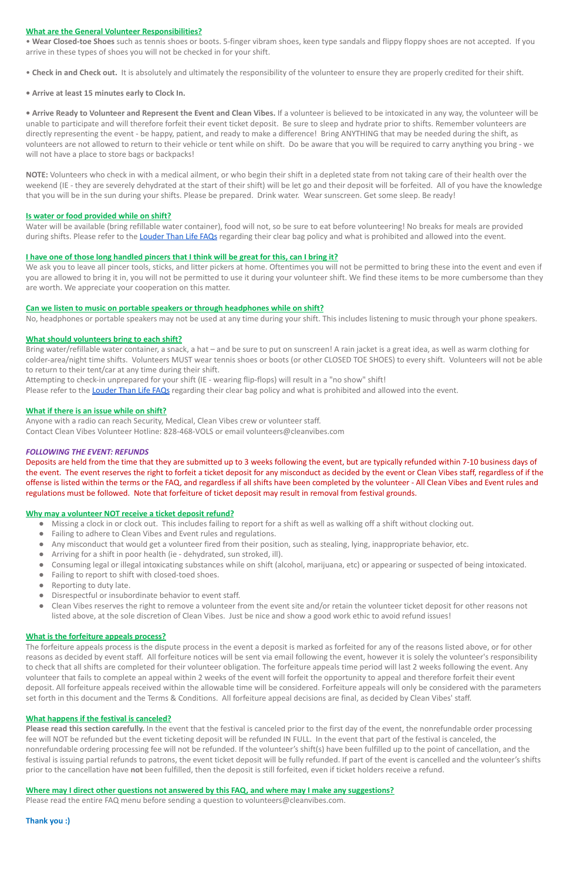## What are the General Volunteer Responsibilities?

• **Wear Closed-toe Shoes** such as tennis shoes or boots. 5-finger vibram shoes, keen type sandals and flippy floppy shoes are not accepted. If you arrive in these types of shoes you will not be checked in for your shift.

• **Check in and Check out.** It is absolutely and ultimately the responsibility of the volunteer to ensure they are properly credited for their shift.

**• Arrive at least 15 minutes early to Clock In.**

**• Arrive Ready to Volunteer and Represent the Event and Clean Vibes.** If a volunteer is believed to be intoxicated in any way, the volunteer will be unable to participate and will therefore forfeit their event ticket deposit. Be sure to sleep and hydrate prior to shifts. Remember volunteers are directly representing the event - be happy, patient, and ready to make a difference! Bring ANYTHING that may be needed during the shift, as volunteers are not allowed to return to their vehicle or tent while on shift. Do be aware that you will be required to carry anything you bring - we will not have a place to store bags or backpacks!

**NOTE:** Volunteers who check in with a medical ailment, or who begin their shift in a depleted state from not taking care of their health over the weekend (IE - they are severely dehydrated at the start of their shift) will be let go and their deposit will be forfeited. All of you have the knowledge that you will be in the sun during your shifts. Please be prepared. Drink water. Wear sunscreen. Get some sleep. Be ready!

## Is water or food provided while on shift?

Water will be available (bring refillable water container), food will not, so be sure to eat before volunteering! No breaks for meals are provided during shifts. Please refer to the Louder Than Life FAQs regarding their clear bag policy and what is prohibited and allowed into the event.

## I have one of those long handled pincers that I think will be great for this, can I bring it?

We ask you to leave all pincer tools, sticks, and litter pickers at home. Oftentimes you will not be permitted to bring these into the event and even if you are allowed to bring it in, you will not be permitted to use it during your volunteer shift. We find these items to be more cumbersome than they are worth. We appreciate your cooperation on this matter.

## Can we listen to music on portable speakers or through headphones while on shift?

No, headphones or portable speakers may not be used at any time during your shift. This includes listening to music through your phone speakers.

## What should volunteers bring to each shift?

Bring water/refillable water container, a snack, a hat – and be sure to put on sunscreen! A rain jacket is a great idea, as well as warm clothing for colder-area/night time shifts. Volunteers MUST wear tennis shoes or boots (or other CLOSED TOE SHOES) to every shift. Volunteers will not be able to return to their tent/car at any time during their shift.

Attempting to check-in unprepared for your shift (IE - wearing flip-flops) will result in a "no show" shift!

Please refer to the Louder Than Life FAQs regarding their clear bag policy and what is prohibited and allowed into the event.

## What if there is an issue while on shift?

Anyone with a radio can reach Security, Medical, Clean Vibes crew or volunteer staff.

Contact Clean Vibes Volunteer Hotline: 828-468-VOLS or email volunteers@cleanvibes.com

### *FOLLOWING THE EVENT: REFUNDS*

Deposits are held from the time that they are submitted up to 3 weeks following the event, but are typically refunded within 7-10 business days of the event. The event reserves the right to forfeit a ticket deposit for any misconduct as decided by the event or Clean Vibes staff, regardless of if the offense is listed within the terms or the FAQ, and regardless if all shifts have been completed by the volunteer - All Clean Vibes and Event rules and regulations must be followed. Note that forfeiture of ticket deposit may result in removal from festival grounds.

## Why may a volunteer NOT receive a ticket deposit refund?

- Missing a clock in or clock out. This includes failing to report for a shift as well as walking off a shift without clocking out.
- Failing to adhere to Clean Vibes and Event rules and regulations.
- Any misconduct that would get a volunteer fired from their position, such as stealing, lying, inappropriate behavior, etc.
- Arriving for a shift in poor health (ie - dehydrated, sun stroked, ill).
- Consuming legal or illegal intoxicating substances while on shift (alcohol, marijuana, etc) or appearing or suspected of being intoxicated.
- Failing to report to shift with closed-toed shoes.
- Reporting to duty late.
- Disrespectful or insubordinate behavior to event staff.
- Clean Vibes reserves the right to remove a volunteer from the event site and/or retain the volunteer ticket deposit for other reasons not listed above, at the sole discretion of Clean Vibes. Just be nice and show a good work ethic to avoid refund issues!

## What is the forfeiture appeals process?

The forfeiture appeals process is the dispute process in the event a deposit is marked as forfeited for any of the reasons listed above, or for other reasons as decided by event staff. All forfeiture notices will be sent via email following the event, however it is solely the volunteer's responsibility to check that all shifts are completed for their volunteer obligation. The forfeiture appeals time period will last 2 weeks following the event. Any volunteer that fails to complete an appeal within 2 weeks of the event will forfeit the opportunity to appeal and therefore forfeit their event deposit. All forfeiture appeals received within the allowable time will be considered. Forfeiture appeals will only be considered with the parameters set forth in this document and the Terms & Conditions. All forfeiture appeal decisions are final, as decided by Clean Vibes' staff.

## What happens if the festival is canceled?

**Please read this section carefully.** In the event that the festival is canceled prior to the first day of the event, the nonrefundable order processing fee will NOT be refunded but the event ticketing deposit will be refunded IN FULL. In the event that part of the festival is canceled, the nonrefundable ordering processing fee will not be refunded. If the volunteer's shift(s) have been fulfilled up to the point of cancellation, and the festival is issuing partial refunds to patrons, the event ticket deposit will be fully refunded. If part of the event is cancelled and the volunteer's shifts prior to the cancellation have **not** been fulfilled, then the deposit is still forfeited, even if ticket holders receive a refund.

## Where may I direct other questions not answered by this FAQ, and where may I make any suggestions?

Please read the entire FAQ menu before sending a question to volunteers@cleanvibes.com.

**Thank you :)**